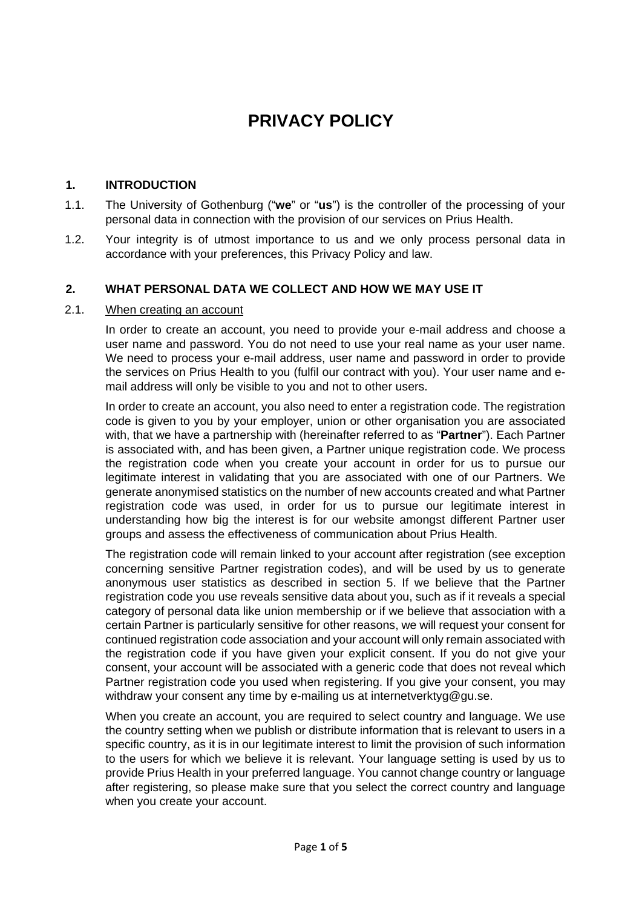# PRIVACY POLICY

## 1. INTRODUCTION

1.1. The University of Gothenburg ("**we**" or "**us**") is the controller of the processing of your personal data in connection with the provision of our services on Prius Health.

1.2. Your integrity is of utmost importance to us and we only process personal data in accordance with your preferences, this Privacy Policy and law.

## 2. WHAT PERSONAL DATA WE COLLECT AND HOW WE MAY USE IT

2.1. <u>When creating an account</u>

In order to create an account, you need to provide your e-mail address and choose a user name and password. You do not need to use your real name as your user name. We need to process your e-mail address, user name and password in order to provide the services on Prius Health to you (fulfil our contract with you). Your user name and e-mail address will only be visible to you and not to other users.

In order to create an account, you also need to enter a registration code. The registration code is given to you by your employer, union or other organisation you are associated with, that we have a partnership with (hereinafter referred to as "**Partner**"). Each Partner is associated with, and has been given, a Partner unique registration code. We process the registration code when you create your account in order for us to pursue our legitimate interest in validating that you are associated with one of our Partners. We generate anonymised statistics on the number of new accounts created and what Partner registration code was used, in order for us to pursue our legitimate interest in understanding how big the interest is for our website amongst different Partner user groups and assess the effectiveness of communication about Prius Health.

The registration code will remain linked to your account after registration (see exception concerning sensitive Partner registration codes), and will be used by us to generate anonymous user statistics as described in section 5. If we believe that the Partner registration code you use reveals sensitive data about you, such as if it reveals a special category of personal data like union membership or if we believe that association with a certain Partner is particularly sensitive for other reasons, we will request your consent for continued registration code association and your account will only remain associated with the registration code if you have given your explicit consent. If you do not give your consent, your account will be associated with a generic code that does not reveal which Partner registration code you used when registering. If you give your consent, you may withdraw your consent any time by e-mailing us at internetverktyg@gu.se.

When you create an account, you are required to select country and language. We use the country setting when we publish or distribute information that is relevant to users in a specific country, as it is in our legitimate interest to limit the provision of such information to the users for which we believe it is relevant. Your language setting is used by us to provide Prius Health in your preferred language. You cannot change country or language after registering, so please make sure that you select the correct country and language when you create your account.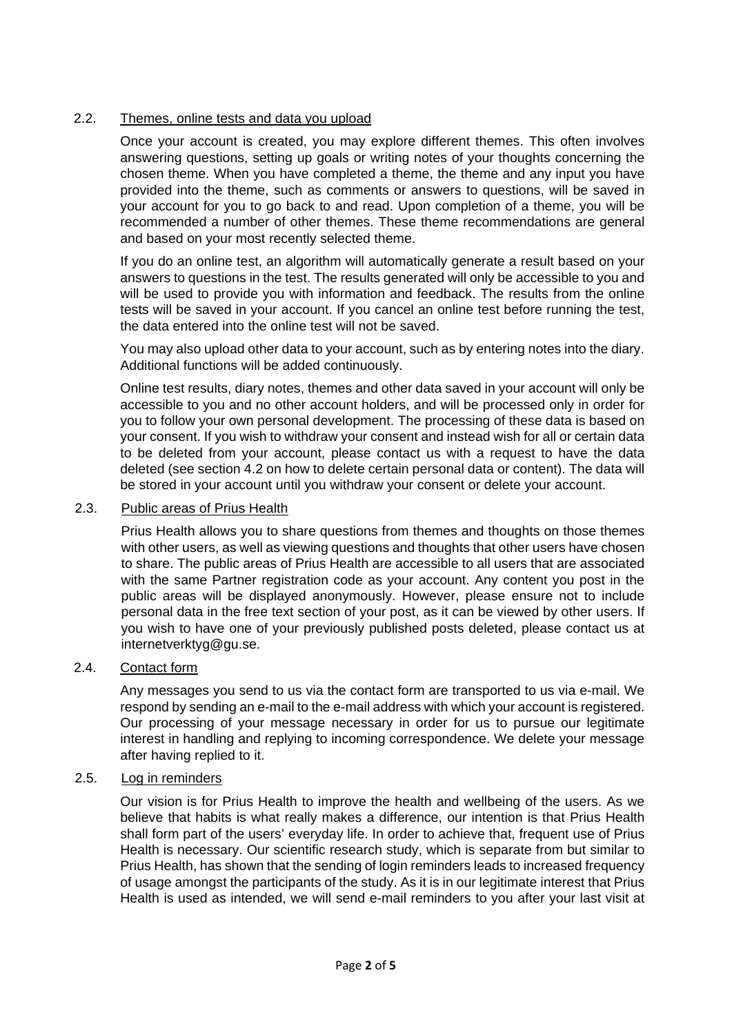### 2.2. Themes, online tests and data you upload

Once your account is created, you may explore different themes. This often involves answering questions, setting up goals or writing notes of your thoughts concerning the chosen theme. When you have completed a theme, the theme and any input you have provided into the theme, such as comments or answers to questions, will be saved in your account for you to go back to and read. Upon completion of a theme, you will be recommended a number of other themes. These theme recommendations are general and based on your most recently selected theme.

If you do an online test, an algorithm will automatically generate a result based on your answers to questions in the test. The results generated will only be accessible to you and will be used to provide you with information and feedback. The results from the online tests will be saved in your account. If you cancel an online test before running the test, the data entered into the online test will not be saved.

You may also upload other data to your account, such as by entering notes into the diary. Additional functions will be added continuously.

Online test results, diary notes, themes and other data saved in your account will only be accessible to you and no other account holders, and will be processed only in order for you to follow your own personal development. The processing of these data is based on your consent. If you wish to withdraw your consent and instead wish for all or certain data to be deleted from your account, please contact us with a request to have the data deleted (see section 4.2 on how to delete certain personal data or content). The data will be stored in your account until you withdraw your consent or delete your account.

### 2.3. Public areas of Prius Health

Prius Health allows you to share questions from themes and thoughts on those themes with other users, as well as viewing questions and thoughts that other users have chosen to share. The public areas of Prius Health are accessible to all users that are associated with the same Partner registration code as your account. Any content you post in the public areas will be displayed anonymously. However, please ensure not to include personal data in the free text section of your post, as it can be viewed by other users. If you wish to have one of your previously published posts deleted, please contact us at internetverktyg@gu.se.

### 2.4. Contact form

Any messages you send to us via the contact form are transported to us via e-mail. We respond by sending an e-mail to the e-mail address with which your account is registered. Our processing of your message necessary in order for us to pursue our legitimate interest in handling and replying to incoming correspondence. We delete your message after having replied to it.

### 2.5. Log in reminders

Our vision is for Prius Health to improve the health and wellbeing of the users. As we believe that habits is what really makes a difference, our intention is that Prius Health shall form part of the users' everyday life. In order to achieve that, frequent use of Prius Health is necessary. Our scientific research study, which is separate from but similar to Prius Health, has shown that the sending of login reminders leads to increased frequency of usage amongst the participants of the study. As it is in our legitimate interest that Prius Health is used as intended, we will send e-mail reminders to you after your last visit at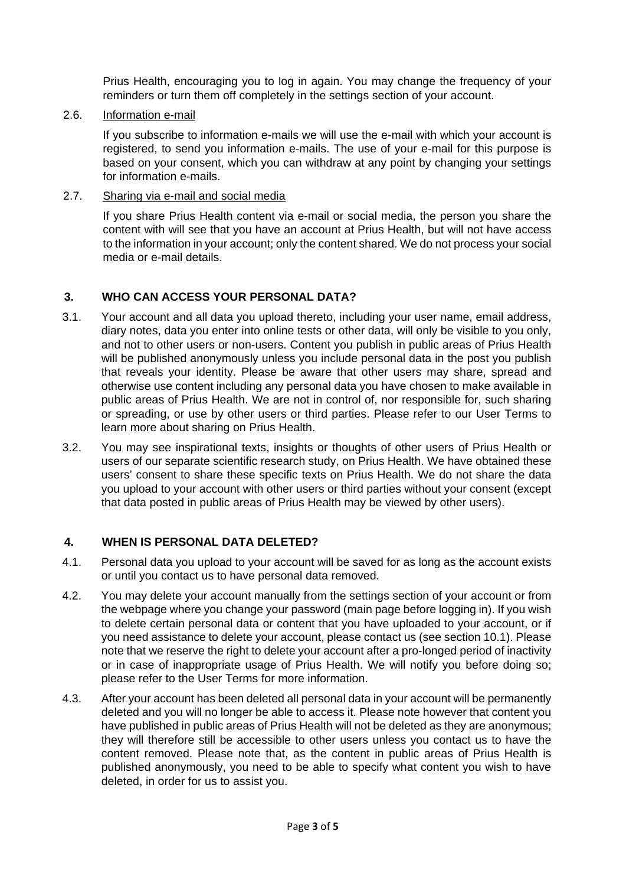Prius Health, encouraging you to log in again. You may change the frequency of your reminders or turn them off completely in the settings section of your account.

2.6. Information e-mail

If you subscribe to information e-mails we will use the e-mail with which your account is registered, to send you information e-mails. The use of your e-mail for this purpose is based on your consent, which you can withdraw at any point by changing your settings for information e-mails.

2.7. Sharing via e-mail and social media

If you share Prius Health content via e-mail or social media, the person you share the content with will see that you have an account at Prius Health, but will not have access to the information in your account; only the content shared. We do not process your social media or e-mail details.

## 3. WHO CAN ACCESS YOUR PERSONAL DATA?

3.1. Your account and all data you upload thereto, including your user name, email address, diary notes, data you enter into online tests or other data, will only be visible to you only, and not to other users or non-users. Content you publish in public areas of Prius Health will be published anonymously unless you include personal data in the post you publish that reveals your identity. Please be aware that other users may share, spread and otherwise use content including any personal data you have chosen to make available in public areas of Prius Health. We are not in control of, nor responsible for, such sharing or spreading, or use by other users or third parties. Please refer to our User Terms to learn more about sharing on Prius Health.

3.2. You may see inspirational texts, insights or thoughts of other users of Prius Health or users of our separate scientific research study, on Prius Health. We have obtained these users' consent to share these specific texts on Prius Health. We do not share the data you upload to your account with other users or third parties without your consent (except that data posted in public areas of Prius Health may be viewed by other users).

## 4. WHEN IS PERSONAL DATA DELETED?

4.1. Personal data you upload to your account will be saved for as long as the account exists or until you contact us to have personal data removed.

4.2. You may delete your account manually from the settings section of your account or from the webpage where you change your password (main page before logging in). If you wish to delete certain personal data or content that you have uploaded to your account, or if you need assistance to delete your account, please contact us (see section 10.1). Please note that we reserve the right to delete your account after a pro-longed period of inactivity or in case of inappropriate usage of Prius Health. We will notify you before doing so; please refer to the User Terms for more information.

4.3. After your account has been deleted all personal data in your account will be permanently deleted and you will no longer be able to access it. Please note however that content you have published in public areas of Prius Health will not be deleted as they are anonymous; they will therefore still be accessible to other users unless you contact us to have the content removed. Please note that, as the content in public areas of Prius Health is published anonymously, you need to be able to specify what content you wish to have deleted, in order for us to assist you.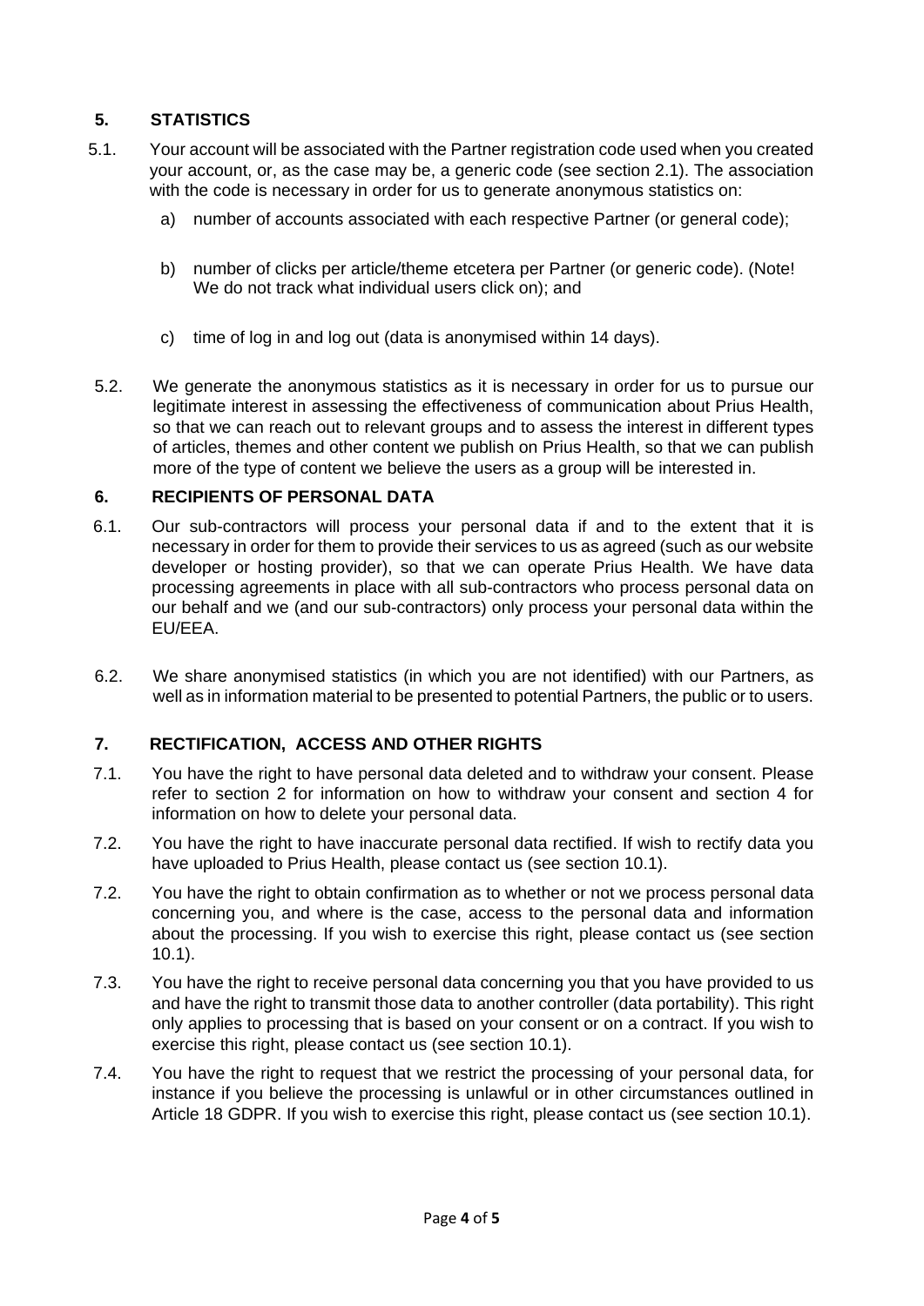## 5. STATISTICS

5.1. Your account will be associated with the Partner registration code used when you created your account, or, as the case may be, a generic code (see section 2.1). The association with the code is necessary in order for us to generate anonymous statistics on:

a) number of accounts associated with each respective Partner (or general code);

b) number of clicks per article/theme etcetera per Partner (or generic code). (Note! We do not track what individual users click on); and

c) time of log in and log out (data is anonymised within 14 days).

5.2. We generate the anonymous statistics as it is necessary in order for us to pursue our legitimate interest in assessing the effectiveness of communication about Prius Health, so that we can reach out to relevant groups and to assess the interest in different types of articles, themes and other content we publish on Prius Health, so that we can publish more of the type of content we believe the users as a group will be interested in.

## 6. RECIPIENTS OF PERSONAL DATA

6.1. Our sub-contractors will process your personal data if and to the extent that it is necessary in order for them to provide their services to us as agreed (such as our website developer or hosting provider), so that we can operate Prius Health. We have data processing agreements in place with all sub-contractors who process personal data on our behalf and we (and our sub-contractors) only process your personal data within the EU/EEA.

6.2. We share anonymised statistics (in which you are not identified) with our Partners, as well as in information material to be presented to potential Partners, the public or to users.

## 7. RECTIFICATION, ACCESS AND OTHER RIGHTS

7.1. You have the right to have personal data deleted and to withdraw your consent. Please refer to section 2 for information on how to withdraw your consent and section 4 for information on how to delete your personal data.

7.2. You have the right to have inaccurate personal data rectified. If wish to rectify data you have uploaded to Prius Health, please contact us (see section 10.1).

7.2. You have the right to obtain confirmation as to whether or not we process personal data concerning you, and where is the case, access to the personal data and information about the processing. If you wish to exercise this right, please contact us (see section 10.1).

7.3. You have the right to receive personal data concerning you that you have provided to us and have the right to transmit those data to another controller (data portability). This right only applies to processing that is based on your consent or on a contract. If you wish to exercise this right, please contact us (see section 10.1).

7.4. You have the right to request that we restrict the processing of your personal data, for instance if you believe the processing is unlawful or in other circumstances outlined in Article 18 GDPR. If you wish to exercise this right, please contact us (see section 10.1).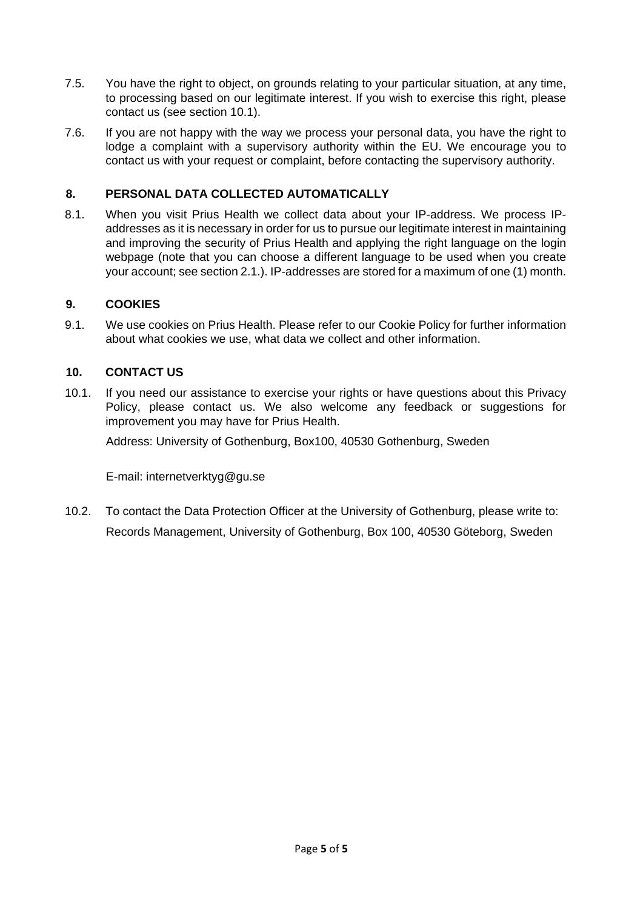7.5. You have the right to object, on grounds relating to your particular situation, at any time, to processing based on our legitimate interest. If you wish to exercise this right, please contact us (see section 10.1).

7.6. If you are not happy with the way we process your personal data, you have the right to lodge a complaint with a supervisory authority within the EU. We encourage you to contact us with your request or complaint, before contacting the supervisory authority.

## 8. PERSONAL DATA COLLECTED AUTOMATICALLY

8.1. When you visit Prius Health we collect data about your IP-address. We process IP-addresses as it is necessary in order for us to pursue our legitimate interest in maintaining and improving the security of Prius Health and applying the right language on the login webpage (note that you can choose a different language to be used when you create your account; see section 2.1.). IP-addresses are stored for a maximum of one (1) month.

## 9. COOKIES

9.1. We use cookies on Prius Health. Please refer to our Cookie Policy for further information about what cookies we use, what data we collect and other information.

## 10. CONTACT US

10.1. If you need our assistance to exercise your rights or have questions about this Privacy Policy, please contact us. We also welcome any feedback or suggestions for improvement you may have for Prius Health.

Address: University of Gothenburg, Box100, 40530 Gothenburg, Sweden

E-mail: internetverktyg@gu.se

10.2. To contact the Data Protection Officer at the University of Gothenburg, please write to:

Records Management, University of Gothenburg, Box 100, 40530 Göteborg, Sweden